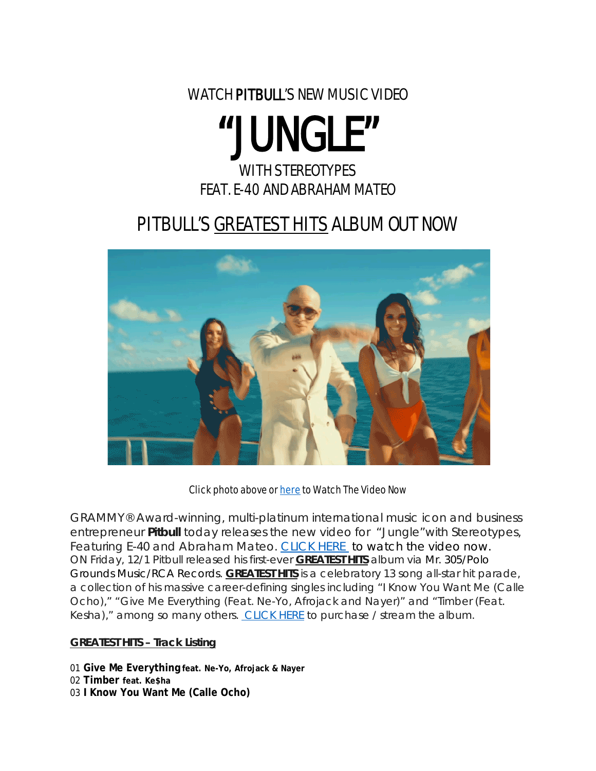# WATCH PITBULL'S NEW MUSIC VIDEO

# "JUNGLE"

## WITH STEREOTYPES
## FEAT. E-40 AND ABRAHAM MATEO

## PITBULL'S GREATEST HITS ALBUM OUT NOW

*Click photo above or here to Watch The Video Now*

GRAMMY® Award-winning, multi-platinum international music icon and business entrepreneur **Pitbull** today releases the new video for "Jungle" with Stereotypes, Featuring E-40 and Abraham Mateo. CLICK HERE to watch the video now. ON Friday, 12/1 Pitbull released his first-ever **GREATEST HITS** album via Mr. 305/Polo Grounds Music/RCA Records. **GREATEST HITS** is a celebratory 13 song all-star hit parade, a collection of his massive career-defining singles including "I Know You Want Me (Calle Ocho)," "Give Me Everything (Feat. Ne-Yo, Afrojack and Nayer)" and "Timber (Feat. Kesha)," among so many others. CLICK HERE to purchase / stream the album.

**GREATEST HITS – Track Listing**

01 **Give Me Everything feat. Ne-Yo, Afrojack & Nayer**
02 **Timber feat. Ke$ha**
03 **I Know You Want Me (Calle Ocho)**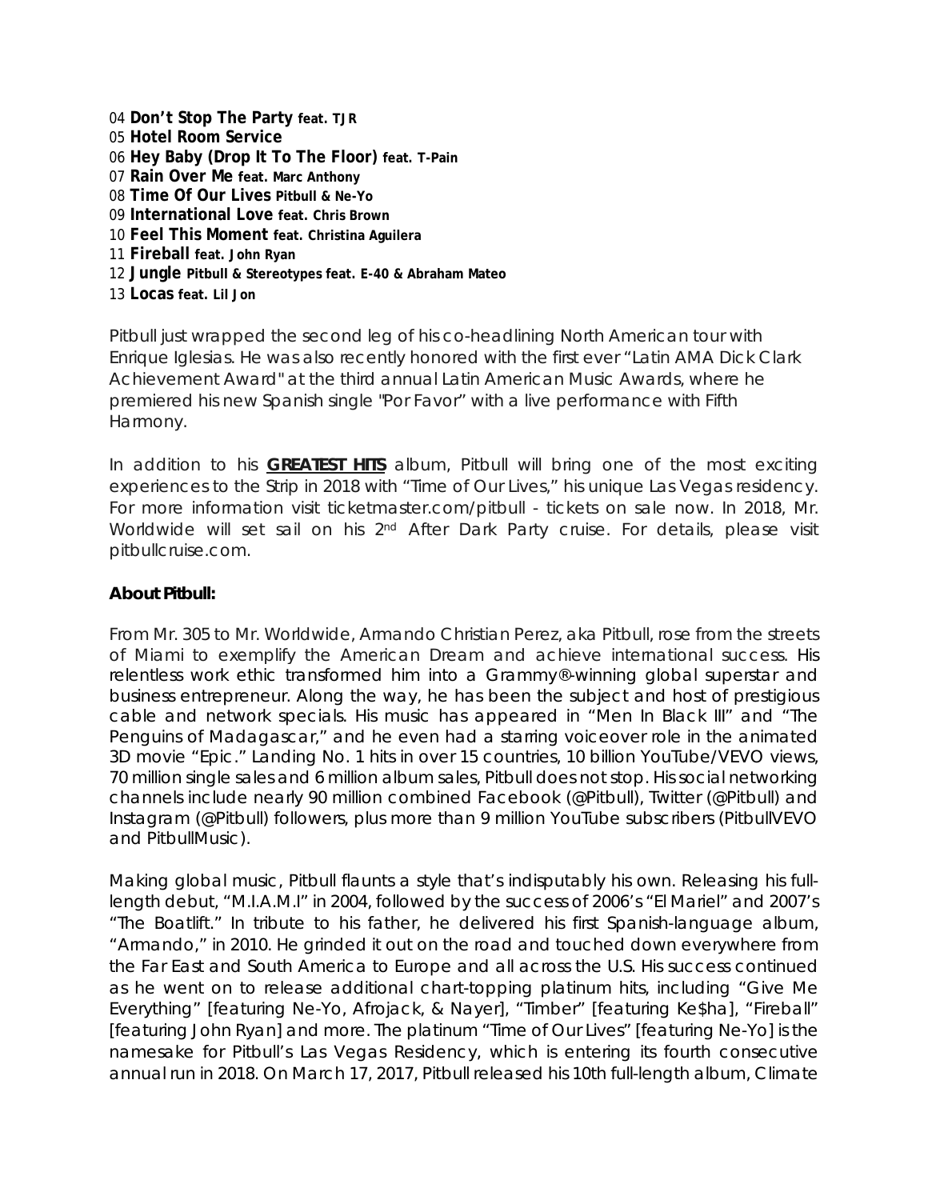04 **Don't Stop The Party feat. TJR**
05 **Hotel Room Service**
06 **Hey Baby (Drop It To The Floor) feat. T-Pain**
07 **Rain Over Me feat. Marc Anthony**
08 **Time Of Our Lives Pitbull & Ne-Yo**
09 **International Love feat. Chris Brown**
10 **Feel This Moment feat. Christina Aguilera**
11 **Fireball feat. John Ryan**
12 **Jungle Pitbull & Stereotypes feat. E-40 & Abraham Mateo**
13 **Locas feat. Lil Jon**

Pitbull just wrapped the second leg of his co-headlining North American tour with Enrique Iglesias. He was also recently honored with the first ever "Latin AMA Dick Clark Achievement Award" at the third annual Latin American Music Awards, where he premiered his new Spanish single "Por Favor" with a live performance with Fifth Harmony.

In addition to his **GREATEST HITS** album, Pitbull will bring one of the most exciting experiences to the Strip in 2018 with "Time of Our Lives," his unique Las Vegas residency. For more information visit ticketmaster.com/pitbull - tickets on sale now. In 2018, Mr. Worldwide will set sail on his 2nd After Dark Party cruise. For details, please visit pitbullcruise.com.

**About Pitbull:**

From Mr. 305 to Mr. Worldwide, Armando Christian Perez, aka Pitbull, rose from the streets of Miami to exemplify the American Dream and achieve international success. His relentless work ethic transformed him into a Grammy®-winning global superstar and business entrepreneur. Along the way, he has been the subject and host of prestigious cable and network specials. His music has appeared in "Men In Black III" and "The Penguins of Madagascar," and he even had a starring voiceover role in the animated 3D movie "Epic." Landing No. 1 hits in over 15 countries, 10 billion YouTube/VEVO views, 70 million single sales and 6 million album sales, Pitbull does not stop. His social networking channels include nearly 90 million combined Facebook (@Pitbull), Twitter (@Pitbull) and Instagram (@Pitbull) followers, plus more than 9 million YouTube subscribers (PitbullVEVO and PitbullMusic).

Making global music, Pitbull flaunts a style that's indisputably his own. Releasing his full-length debut, "M.I.A.M.I" in 2004, followed by the success of 2006's "El Mariel" and 2007's "The Boatlift." In tribute to his father, he delivered his first Spanish-language album, "Armando," in 2010. He grinded it out on the road and touched down everywhere from the Far East and South America to Europe and all across the U.S. His success continued as he went on to release additional chart-topping platinum hits, including "Give Me Everything" [featuring Ne-Yo, Afrojack, & Nayer], "Timber" [featuring Ke$ha], "Fireball" [featuring John Ryan] and more. The platinum "Time of Our Lives" [featuring Ne-Yo] is the namesake for Pitbull's Las Vegas Residency, which is entering its fourth consecutive annual run in 2018. On March 17, 2017, Pitbull released his 10th full-length album, Climate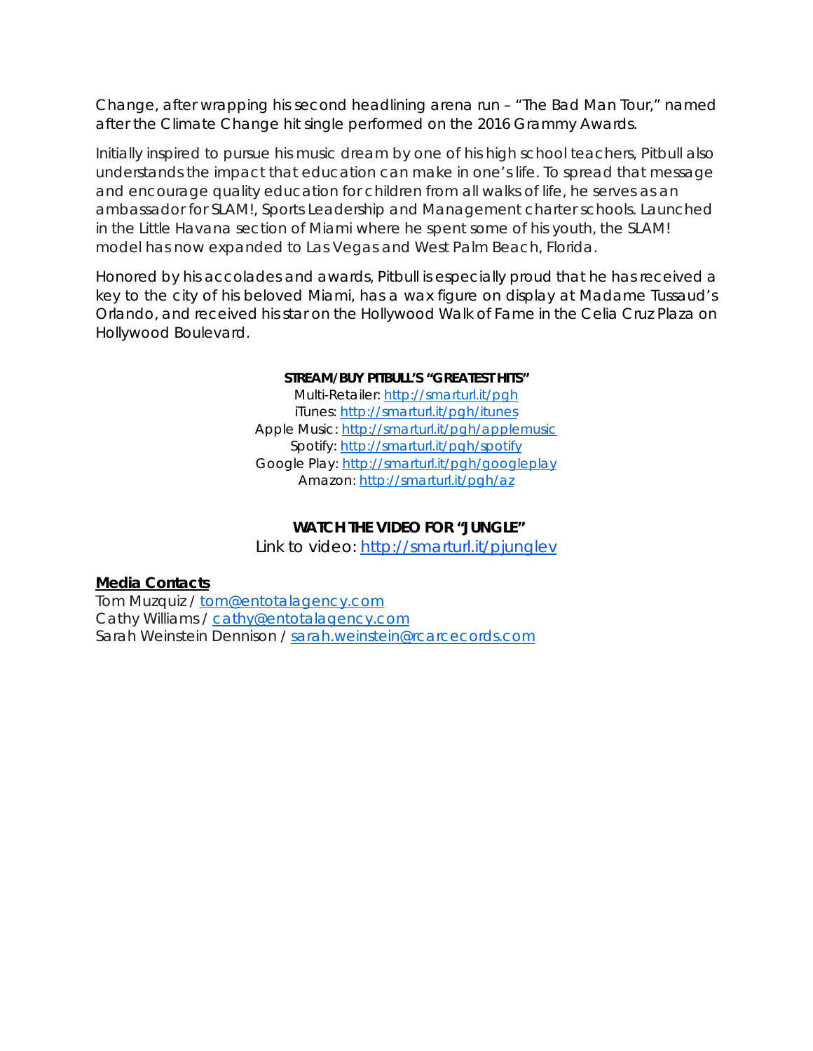Change, after wrapping his second headlining arena run – "The Bad Man Tour," named after the Climate Change hit single performed on the 2016 Grammy Awards.

Initially inspired to pursue his music dream by one of his high school teachers, Pitbull also understands the impact that education can make in one's life. To spread that message and encourage quality education for children from all walks of life, he serves as an ambassador for SLAM!, Sports Leadership and Management charter schools. Launched in the Little Havana section of Miami where he spent some of his youth, the SLAM! model has now expanded to Las Vegas and West Palm Beach, Florida.

Honored by his accolades and awards, Pitbull is especially proud that he has received a key to the city of his beloved Miami, has a wax figure on display at Madame Tussaud's Orlando, and received his star on the Hollywood Walk of Fame in the Celia Cruz Plaza on Hollywood Boulevard.

**STREAM/BUY PITBULL'S "GREATEST HITS"**

Multi-Retailer: http://smarturl.it/pgh
iTunes: http://smarturl.it/pgh/itunes
Apple Music: http://smarturl.it/pgh/applemusic
Spotify: http://smarturl.it/pgh/spotify
Google Play: http://smarturl.it/pgh/googleplay
Amazon: http://smarturl.it/pgh/az

**WATCH THE VIDEO FOR "JUNGLE"**

Link to video: http://smarturl.it/pjunglev

**Media Contacts**

Tom Muzquiz / tom@entotalagency.com
Cathy Williams / cathy@entotalagency.com
Sarah Weinstein Dennison / sarah.weinstein@rcarcecords.com